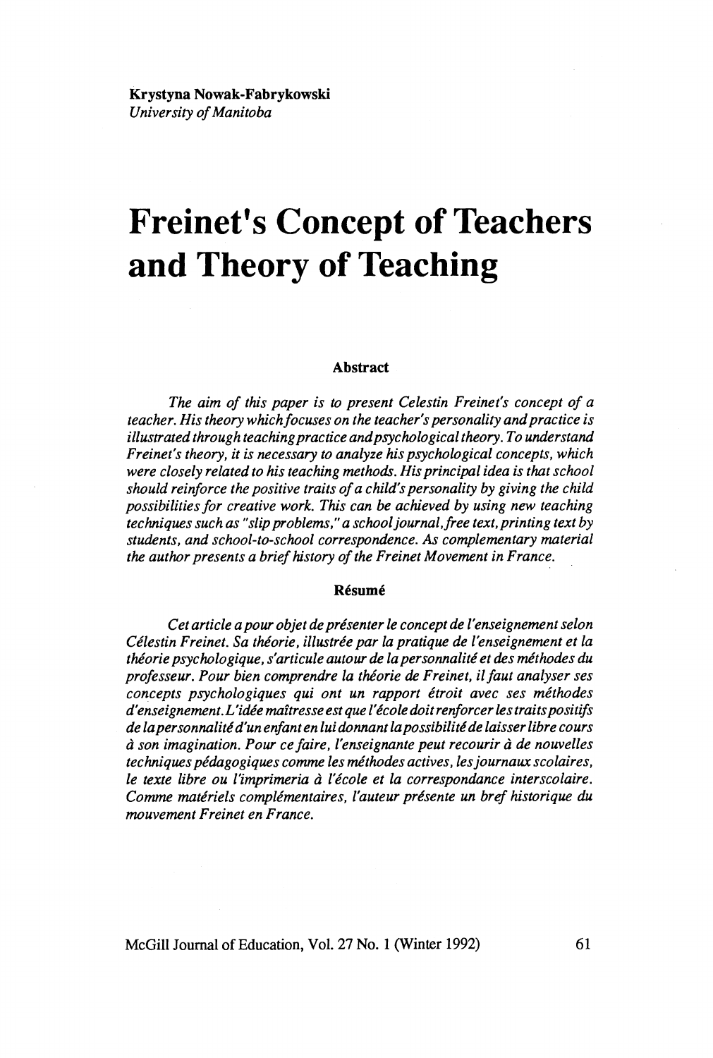**Krystyna Nowak-Fabrykowski**
*University of Manitoba*

# Freinet's Concept of Teachers and Theory of Teaching

### Abstract

*The aim of this paper is to present Celestin Freinet's concept of a teacher. His theory which focuses on the teacher's personality and practice is illustrated through teaching practice and psychological theory. To understand Freinet's theory, it is necessary to analyze his psychological concepts, which were closely related to his teaching methods. His principal idea is that school should reinforce the positive traits of a child's personality by giving the child possibilities for creative work. This can be achieved by using new teaching techniques such as "slip problems," a school journal, free text, printing text by students, and school-to-school correspondence. As complementary material the author presents a brief history of the Freinet Movement in France.*

### Résumé

*Cet article a pour objet de présenter le concept de l'enseignement selon Célestin Freinet. Sa théorie, illustrée par la pratique de l'enseignement et la théorie psychologique, s'articule autour de la personnalité et des méthodes du professeur. Pour bien comprendre la théorie de Freinet, il faut analyser ses concepts psychologiques qui ont un rapport étroit avec ses méthodes d'enseignement. L'idée maîtresse est que l'école doit renforcer les traits positifs de la personnalité d'un enfant en lui donnant la possibilité de laisser libre cours à son imagination. Pour ce faire, l'enseignante peut recourir à de nouvelles techniques pédagogiques comme les méthodes actives, les journaux scolaires, le texte libre ou l'imprimeria à l'école et la correspondance interscolaire. Comme matériels complémentaires, l'auteur présente un bref historique du mouvement Freinet en France.*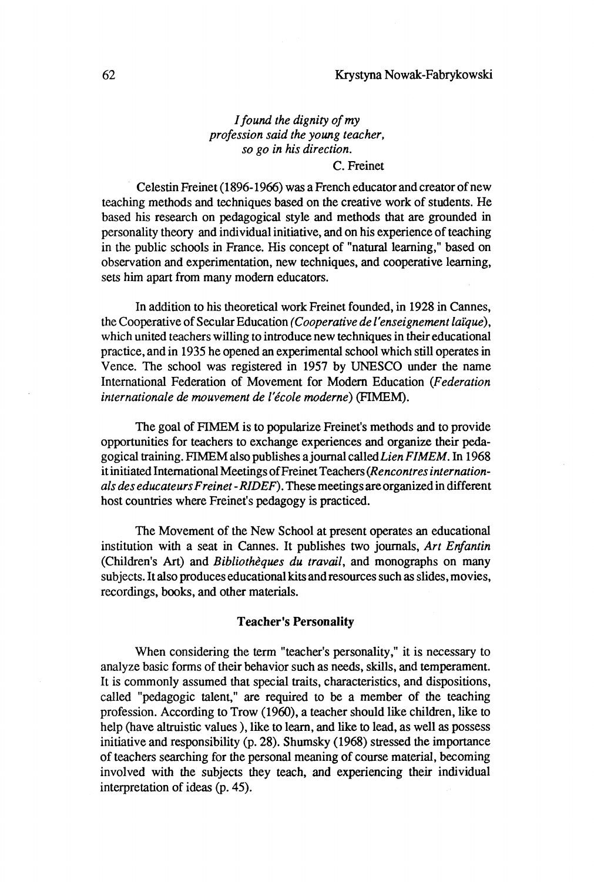*I found the dignity of my profession said the young teacher, so go in his direction.*
C. Freinet

Celestin Freinet (1896-1966) was a French educator and creator of new teaching methods and techniques based on the creative work of students. He based his research on pedagogical style and methods that are grounded in personality theory and individual initiative, and on his experience of teaching in the public schools in France. His concept of "natural learning," based on observation and experimentation, new techniques, and cooperative learning, sets him apart from many modern educators.

In addition to his theoretical work Freinet founded, in 1928 in Cannes, the Cooperative of Secular Education *(Cooperative de l'enseignement laïque)*, which united teachers willing to introduce new techniques in their educational practice, and in 1935 he opened an experimental school which still operates in Vence. The school was registered in 1957 by UNESCO under the name International Federation of Movement for Modern Education (*Federation internationale de mouvement de l'école moderne*) (FIMEM).

The goal of FIMEM is to popularize Freinet's methods and to provide opportunities for teachers to exchange experiences and organize their pedagogical training. FIMEM also publishes a journal called *Lien FIMEM*. In 1968 it initiated International Meetings of Freinet Teachers (*Rencontres internationals des educateurs Freinet - RIDEF*). These meetings are organized in different host countries where Freinet's pedagogy is practiced.

The Movement of the New School at present operates an educational institution with a seat in Cannes. It publishes two journals, *Art Enfantin* (Children's Art) and *Bibliothèques du travail*, and monographs on many subjects. It also produces educational kits and resources such as slides, movies, recordings, books, and other materials.

### Teacher's Personality

When considering the term "teacher's personality," it is necessary to analyze basic forms of their behavior such as needs, skills, and temperament. It is commonly assumed that special traits, characteristics, and dispositions, called "pedagogic talent," are required to be a member of the teaching profession. According to Trow (1960), a teacher should like children, like to help (have altruistic values ), like to learn, and like to lead, as well as possess initiative and responsibility (p. 28). Shumsky (1968) stressed the importance of teachers searching for the personal meaning of course material, becoming involved with the subjects they teach, and experiencing their individual interpretation of ideas (p. 45).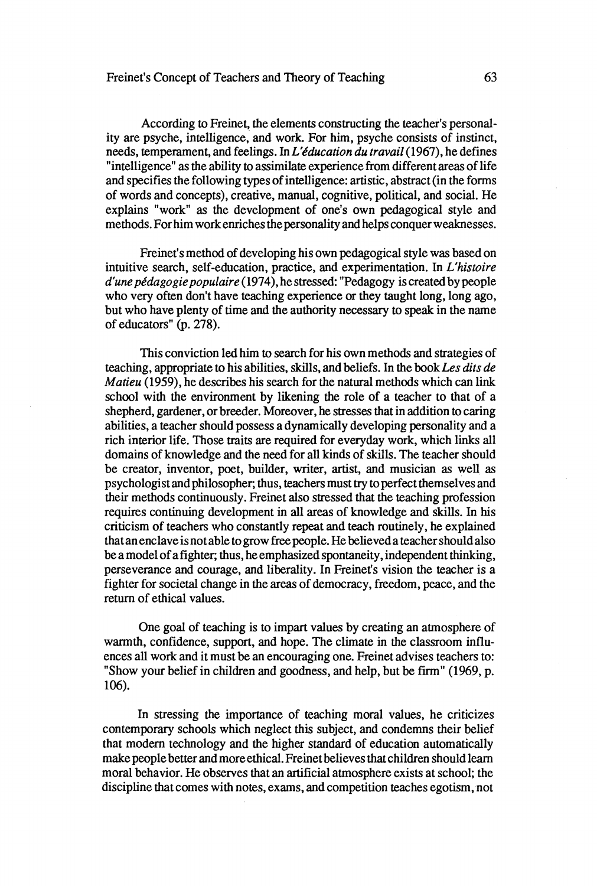According to Freinet, the elements constructing the teacher's personality are psyche, intelligence, and work. For him, psyche consists of instinct, needs, temperament, and feelings. In *L'éducation du travail* (1967), he defines "intelligence" as the ability to assimilate experience from different areas of life and specifies the following types of intelligence: artistic, abstract (in the forms of words and concepts), creative, manual, cognitive, political, and social. He explains "work" as the development of one's own pedagogical style and methods. For him work enriches the personality and helps conquer weaknesses.

Freinet's method of developing his own pedagogical style was based on intuitive search, self-education, practice, and experimentation. In *L'histoire d'une pédagogie populaire* (1974), he stressed: "Pedagogy is created by people who very often don't have teaching experience or they taught long, long ago, but who have plenty of time and the authority necessary to speak in the name of educators" (p. 278).

This conviction led him to search for his own methods and strategies of teaching, appropriate to his abilities, skills, and beliefs. In the book *Les dits de Matieu* (1959), he describes his search for the natural methods which can link school with the environment by likening the role of a teacher to that of a shepherd, gardener, or breeder. Moreover, he stresses that in addition to caring abilities, a teacher should possess a dynamically developing personality and a rich interior life. Those traits are required for everyday work, which links all domains of knowledge and the need for all kinds of skills. The teacher should be creator, inventor, poet, builder, writer, artist, and musician as well as psychologist and philosopher; thus, teachers must try to perfect themselves and their methods continuously. Freinet also stressed that the teaching profession requires continuing development in all areas of knowledge and skills. In his criticism of teachers who constantly repeat and teach routinely, he explained that an enclave is not able to grow free people. He believed a teacher should also be a model of a fighter; thus, he emphasized spontaneity, independent thinking, perseverance and courage, and liberality. In Freinet's vision the teacher is a fighter for societal change in the areas of democracy, freedom, peace, and the return of ethical values.

One goal of teaching is to impart values by creating an atmosphere of warmth, confidence, support, and hope. The climate in the classroom influences all work and it must be an encouraging one. Freinet advises teachers to: "Show your belief in children and goodness, and help, but be firm" (1969, p. 106).

In stressing the importance of teaching moral values, he criticizes contemporary schools which neglect this subject, and condemns their belief that modern technology and the higher standard of education automatically make people better and more ethical. Freinet believes that children should learn moral behavior. He observes that an artificial atmosphere exists at school; the discipline that comes with notes, exams, and competition teaches egotism, not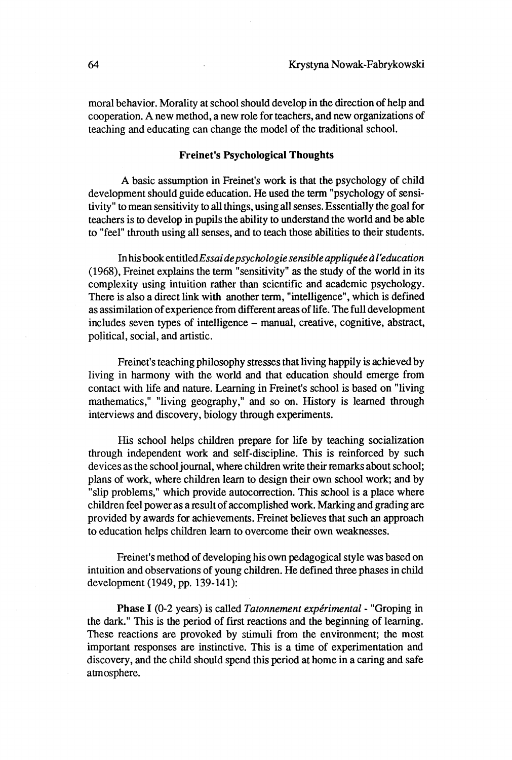moral behavior. Morality at school should develop in the direction of help and cooperation. A new method, a new role for teachers, and new organizations of teaching and educating can change the model of the traditional school.

### Freinet's Psychological Thoughts

A basic assumption in Freinet's work is that the psychology of child development should guide education. He used the term "psychology of sensitivity" to mean sensitivity to all things, using all senses. Essentially the goal for teachers is to develop in pupils the ability to understand the world and be able to "feel" throuth using all senses, and to teach those abilities to their students.

In his book entitled *Essai de psychologie sensible appliquée à l'education* (1968), Freinet explains the term "sensitivity" as the study of the world in its complexity using intuition rather than scientific and academic psychology. There is also a direct link with another term, "intelligence", which is defined as assimilation of experience from different areas of life. The full development includes seven types of intelligence – manual, creative, cognitive, abstract, political, social, and artistic.

Freinet's teaching philosophy stresses that living happily is achieved by living in harmony with the world and that education should emerge from contact with life and nature. Learning in Freinet's school is based on "living mathematics," "living geography," and so on. History is learned through interviews and discovery, biology through experiments.

His school helps children prepare for life by teaching socialization through independent work and self-discipline. This is reinforced by such devices as the school journal, where children write their remarks about school; plans of work, where children learn to design their own school work; and by "slip problems," which provide autocorrection. This school is a place where children feel power as a result of accomplished work. Marking and grading are provided by awards for achievements. Freinet believes that such an approach to education helps children learn to overcome their own weaknesses.

Freinet's method of developing his own pedagogical style was based on intuition and observations of young children. He defined three phases in child development (1949, pp. 139-141):

**Phase I** (0-2 years) is called *Tatonnement expérimental* - "Groping in the dark." This is the period of first reactions and the beginning of learning. These reactions are provoked by stimuli from the environment; the most important responses are instinctive. This is a time of experimentation and discovery, and the child should spend this period at home in a caring and safe atmosphere.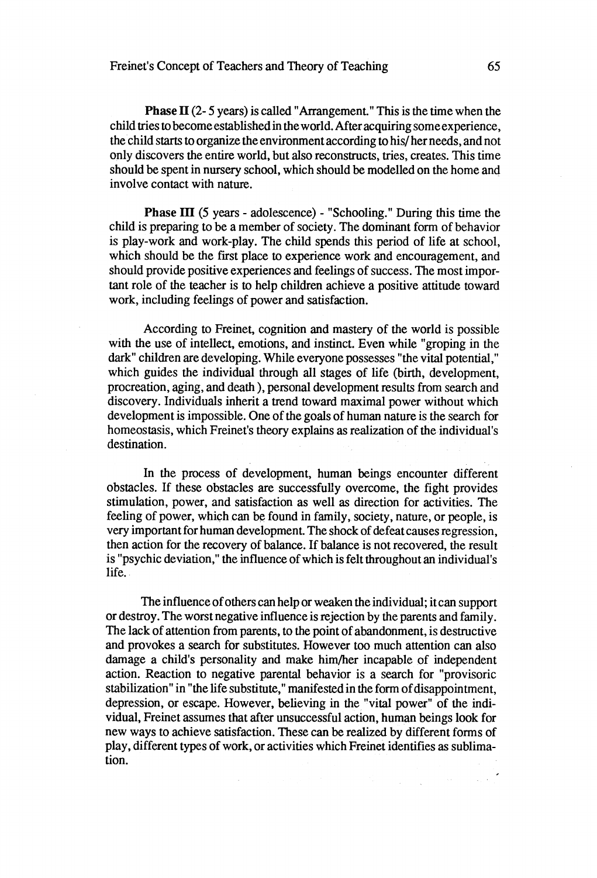**Phase II** (2- 5 years) is called "Arrangement." This is the time when the child tries to become established in the world. After acquiring some experience, the child starts to organize the environment according to his/ her needs, and not only discovers the entire world, but also reconstructs, tries, creates. This time should be spent in nursery school, which should be modelled on the home and involve contact with nature.

**Phase III** (5 years - adolescence) - "Schooling." During this time the child is preparing to be a member of society. The dominant form of behavior is play-work and work-play. The child spends this period of life at school, which should be the first place to experience work and encouragement, and should provide positive experiences and feelings of success. The most important role of the teacher is to help children achieve a positive attitude toward work, including feelings of power and satisfaction.

According to Freinet, cognition and mastery of the world is possible with the use of intellect, emotions, and instinct. Even while "groping in the dark" children are developing. While everyone possesses "the vital potential," which guides the individual through all stages of life (birth, development, procreation, aging, and death ), personal development results from search and discovery. Individuals inherit a trend toward maximal power without which development is impossible. One of the goals of human nature is the search for homeostasis, which Freinet's theory explains as realization of the individual's destination.

In the process of development, human beings encounter different obstacles. If these obstacles are successfully overcome, the fight provides stimulation, power, and satisfaction as well as direction for activities. The feeling of power, which can be found in family, society, nature, or people, is very important for human development. The shock of defeat causes regression, then action for the recovery of balance. If balance is not recovered, the result is "psychic deviation," the influence of which is felt throughout an individual's life.

The influence of others can help or weaken the individual; it can support or destroy. The worst negative influence is rejection by the parents and family. The lack of attention from parents, to the point of abandonment, is destructive and provokes a search for substitutes. However too much attention can also damage a child's personality and make him/her incapable of independent action. Reaction to negative parental behavior is a search for "provisoric stabilization" in "the life substitute," manifested in the form of disappointment, depression, or escape. However, believing in the "vital power" of the individual, Freinet assumes that after unsuccessful action, human beings look for new ways to achieve satisfaction. These can be realized by different forms of play, different types of work, or activities which Freinet identifies as sublimation.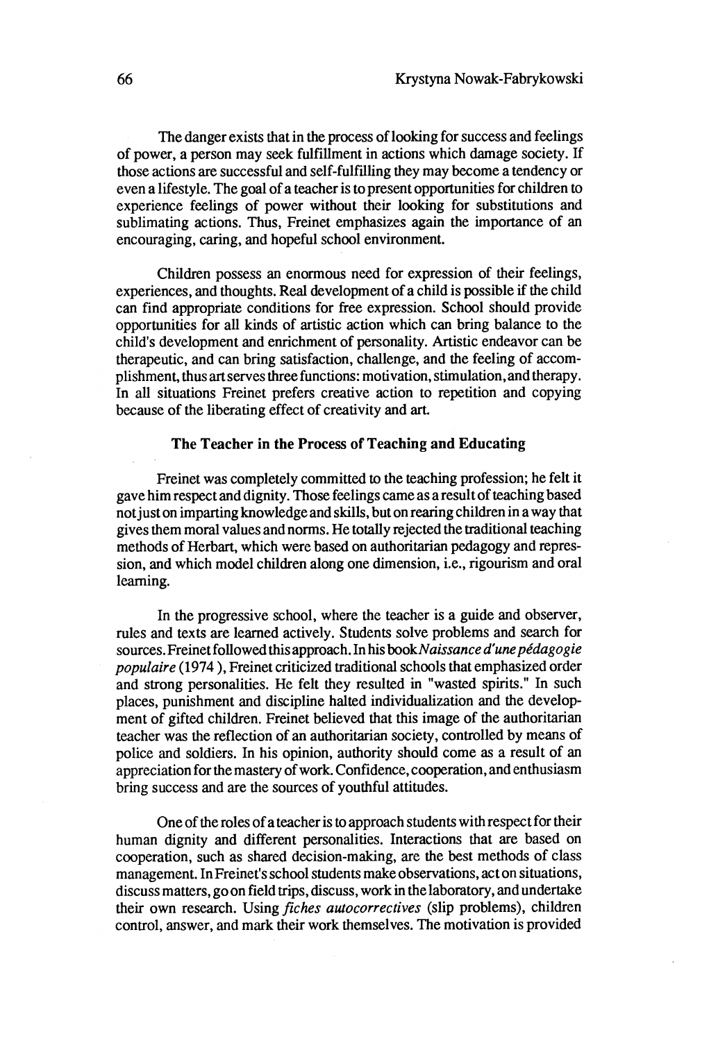The danger exists that in the process of looking for success and feelings of power, a person may seek fulfillment in actions which damage society. If those actions are successful and self-fulfilling they may become a tendency or even a lifestyle. The goal of a teacher is to present opportunities for children to experience feelings of power without their looking for substitutions and sublimating actions. Thus, Freinet emphasizes again the importance of an encouraging, caring, and hopeful school environment.

Children possess an enormous need for expression of their feelings, experiences, and thoughts. Real development of a child is possible if the child can find appropriate conditions for free expression. School should provide opportunities for all kinds of artistic action which can bring balance to the child's development and enrichment of personality. Artistic endeavor can be therapeutic, and can bring satisfaction, challenge, and the feeling of accomplishment, thus art serves three functions: motivation, stimulation, and therapy. In all situations Freinet prefers creative action to repetition and copying because of the liberating effect of creativity and art.

## The Teacher in the Process of Teaching and Educating

Freinet was completely committed to the teaching profession; he felt it gave him respect and dignity. Those feelings came as a result of teaching based not just on imparting knowledge and skills, but on rearing children in a way that gives them moral values and norms. He totally rejected the traditional teaching methods of Herbart, which were based on authoritarian pedagogy and repression, and which model children along one dimension, i.e., rigourism and oral learning.

In the progressive school, where the teacher is a guide and observer, rules and texts are learned actively. Students solve problems and search for sources. Freinet followed this approach. In his book *Naissance d'une pédagogie populaire* (1974), Freinet criticized traditional schools that emphasized order and strong personalities. He felt they resulted in "wasted spirits." In such places, punishment and discipline halted individualization and the development of gifted children. Freinet believed that this image of the authoritarian teacher was the reflection of an authoritarian society, controlled by means of police and soldiers. In his opinion, authority should come as a result of an appreciation for the mastery of work. Confidence, cooperation, and enthusiasm bring success and are the sources of youthful attitudes.

One of the roles of a teacher is to approach students with respect for their human dignity and different personalities. Interactions that are based on cooperation, such as shared decision-making, are the best methods of class management. In Freinet's school students make observations, act on situations, discuss matters, go on field trips, discuss, work in the laboratory, and undertake their own research. Using *fiches autocorrectives* (slip problems), children control, answer, and mark their work themselves. The motivation is provided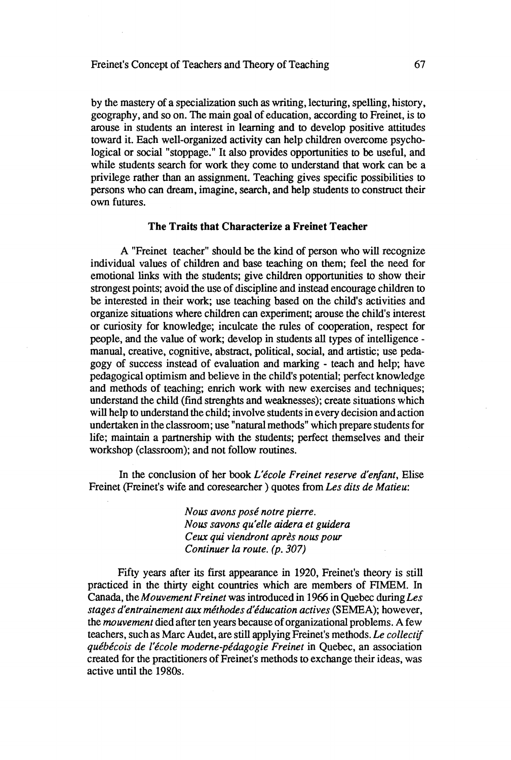by the mastery of a specialization such as writing, lecturing, spelling, history, geography, and so on. The main goal of education, according to Freinet, is to arouse in students an interest in learning and to develop positive attitudes toward it. Each well-organized activity can help children overcome psychological or social "stoppage." It also provides opportunities to be useful, and while students search for work they come to understand that work can be a privilege rather than an assignment. Teaching gives specific possibilities to persons who can dream, imagine, search, and help students to construct their own futures.

## The Traits that Characterize a Freinet Teacher

A "Freinet teacher" should be the kind of person who will recognize individual values of children and base teaching on them; feel the need for emotional links with the students; give children opportunities to show their strongest points; avoid the use of discipline and instead encourage children to be interested in their work; use teaching based on the child's activities and organize situations where children can experiment; arouse the child's interest or curiosity for knowledge; inculcate the rules of cooperation, respect for people, and the value of work; develop in students all types of intelligence - manual, creative, cognitive, abstract, political, social, and artistic; use pedagogy of success instead of evaluation and marking - teach and help; have pedagogical optimism and believe in the child's potential; perfect knowledge and methods of teaching; enrich work with new exercises and techniques; understand the child (find strenghts and weaknesses); create situations which will help to understand the child; involve students in every decision and action undertaken in the classroom; use "natural methods" which prepare students for life; maintain a partnership with the students; perfect themselves and their workshop (classroom); and not follow routines.

In the conclusion of her book *L'école Freinet reserve d'enfant*, Elise Freinet (Freinet's wife and coresearcher ) quotes from *Les dits de Matieu*:

> *Nous avons posé notre pierre.*
> *Nous savons qu'elle aidera et guidera*
> *Ceux qui viendront après nous pour*
> *Continuer la route. (p. 307)*

Fifty years after its first appearance in 1920, Freinet's theory is still practiced in the thirty eight countries which are members of FIMEM. In Canada, the *Mouvement Freinet* was introduced in 1966 in Quebec during *Les stages d'entrainement aux méthodes d'éducation actives* (SEMEA); however, the *mouvement* died after ten years because of organizational problems. A few teachers, such as Marc Audet, are still applying Freinet's methods. *Le collectif québécois de l'école moderne-pédagogie Freinet* in Quebec, an association created for the practitioners of Freinet's methods to exchange their ideas, was active until the 1980s.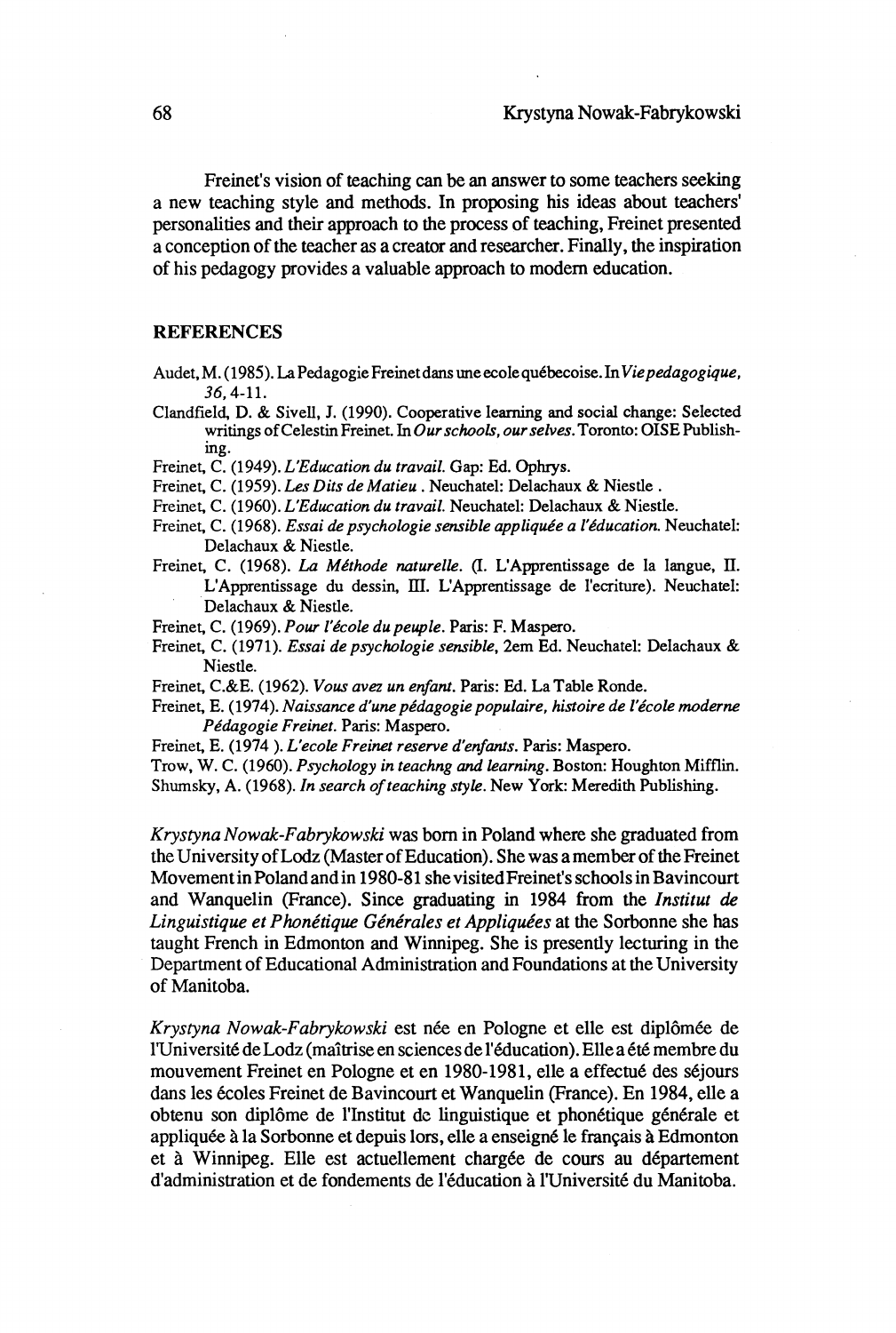Freinet's vision of teaching can be an answer to some teachers seeking a new teaching style and methods. In proposing his ideas about teachers' personalities and their approach to the process of teaching, Freinet presented a conception of the teacher as a creator and researcher. Finally, the inspiration of his pedagogy provides a valuable approach to modern education.

## REFERENCES

Audet, M. (1985). La Pedagogie Freinet dans une ecole québecoise. In *Vie pedagogique*, *36*, 4-11.

Clandfield, D. & Sivell, J. (1990). Cooperative learning and social change: Selected writings of Celestin Freinet. In *Our schools, our selves*. Toronto: OISE Publishing.

Freinet, C. (1949). *L'Education du travail*. Gap: Ed. Ophrys.

Freinet, C. (1959). *Les Dits de Matieu* . Neuchatel: Delachaux & Niestle .

Freinet, C. (1960). *L'Education du travail*. Neuchatel: Delachaux & Niestle.

Freinet, C. (1968). *Essai de psychologie sensible appliquée a l'éducation*. Neuchatel: Delachaux & Niestle.

Freinet, C. (1968). *La Méthode naturelle*. (I. L'Apprentissage de la langue, II. L'Apprentissage du dessin, III. L'Apprentissage de l'ecriture). Neuchatel: Delachaux & Niestle.

Freinet, C. (1969). *Pour l'école du peuple*. Paris: F. Maspero.

Freinet, C. (1971). *Essai de psychologie sensible*, 2em Ed. Neuchatel: Delachaux & Niestle.

Freinet, C.&E. (1962). *Vous avez un enfant*. Paris: Ed. La Table Ronde.

Freinet, E. (1974). *Naissance d'une pédagogie populaire, histoire de l'école moderne Pédagogie Freinet*. Paris: Maspero.

Freinet, E. (1974 ). *L'ecole Freinet reserve d'enfants*. Paris: Maspero.

Trow, W. C. (1960). *Psychology in teachng and learning*. Boston: Houghton Mifflin.

Shumsky, A. (1968). *In search of teaching style*. New York: Meredith Publishing.

*Krystyna Nowak-Fabrykowski* was born in Poland where she graduated from the University of Lodz (Master of Education). She was a member of the Freinet Movement in Poland and in 1980-81 she visited Freinet's schools in Bavincourt and Wanquelin (France). Since graduating in 1984 from the *Institut de Linguistique et Phonétique Générales et Appliquées* at the Sorbonne she has taught French in Edmonton and Winnipeg. She is presently lecturing in the Department of Educational Administration and Foundations at the University of Manitoba.

*Krystyna Nowak-Fabrykowski* est née en Pologne et elle est diplômée de l'Université de Lodz (maîtrise en sciences de l'éducation). Elle a été membre du mouvement Freinet en Pologne et en 1980-1981, elle a effectué des séjours dans les écoles Freinet de Bavincourt et Wanquelin (France). En 1984, elle a obtenu son diplôme de l'Institut de linguistique et phonétique générale et appliquée à la Sorbonne et depuis lors, elle a enseigné le français à Edmonton et à Winnipeg. Elle est actuellement chargée de cours au département d'administration et de fondements de l'éducation à l'Université du Manitoba.